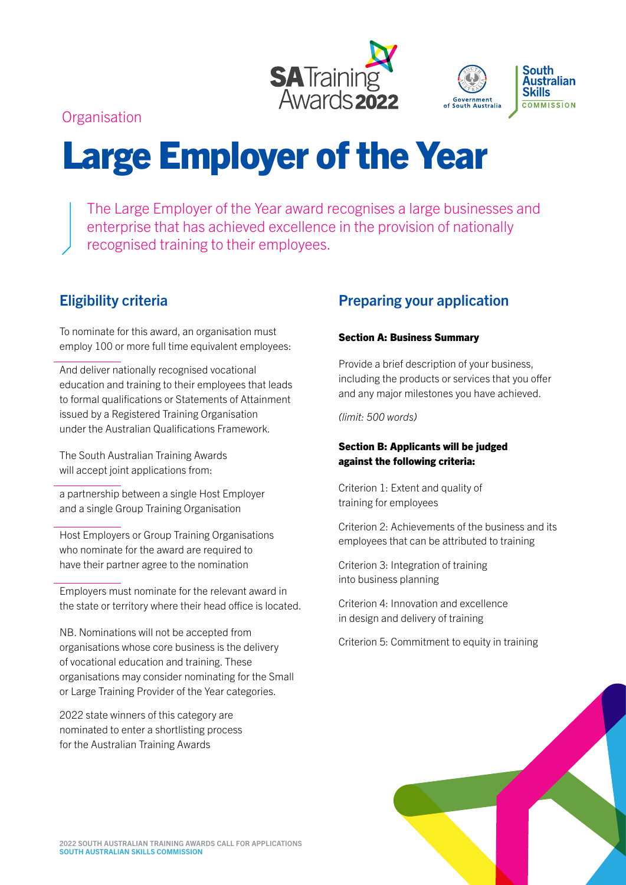Organisation

# Large Employer of the Year

The Large Employer of the Year award recognises a large businesses and enterprise that has achieved excellence in the provision of nationally recognised training to their employees.

## Eligibility criteria

To nominate for this award, an organisation must employ 100 or more full time equivalent employees:

And deliver nationally recognised vocational education and training to their employees that leads to formal qualifications or Statements of Attainment issued by a Registered Training Organisation under the Australian Qualifications Framework.

The South Australian Training Awards will accept joint applications from:

a partnership between a single Host Employer and a single Group Training Organisation

Host Employers or Group Training Organisations who nominate for the award are required to have their partner agree to the nomination

Employers must nominate for the relevant award in the state or territory where their head office is located.

NB. Nominations will not be accepted from organisations whose core business is the delivery of vocational education and training. These organisations may consider nominating for the Small or Large Training Provider of the Year categories.

2022 state winners of this category are nominated to enter a shortlisting process for the Australian Training Awards

## Preparing your application

### Section A: Business Summary

Provide a brief description of your business, including the products or services that you offer and any major milestones you have achieved.

*(limit: 500 words)*

### Section B: Applicants will be judged against the following criteria:

Criterion 1: Extent and quality of training for employees

Criterion 2: Achievements of the business and its employees that can be attributed to training

Criterion 3: Integration of training into business planning

Criterion 4: Innovation and excellence in design and delivery of training

Criterion 5: Commitment to equity in training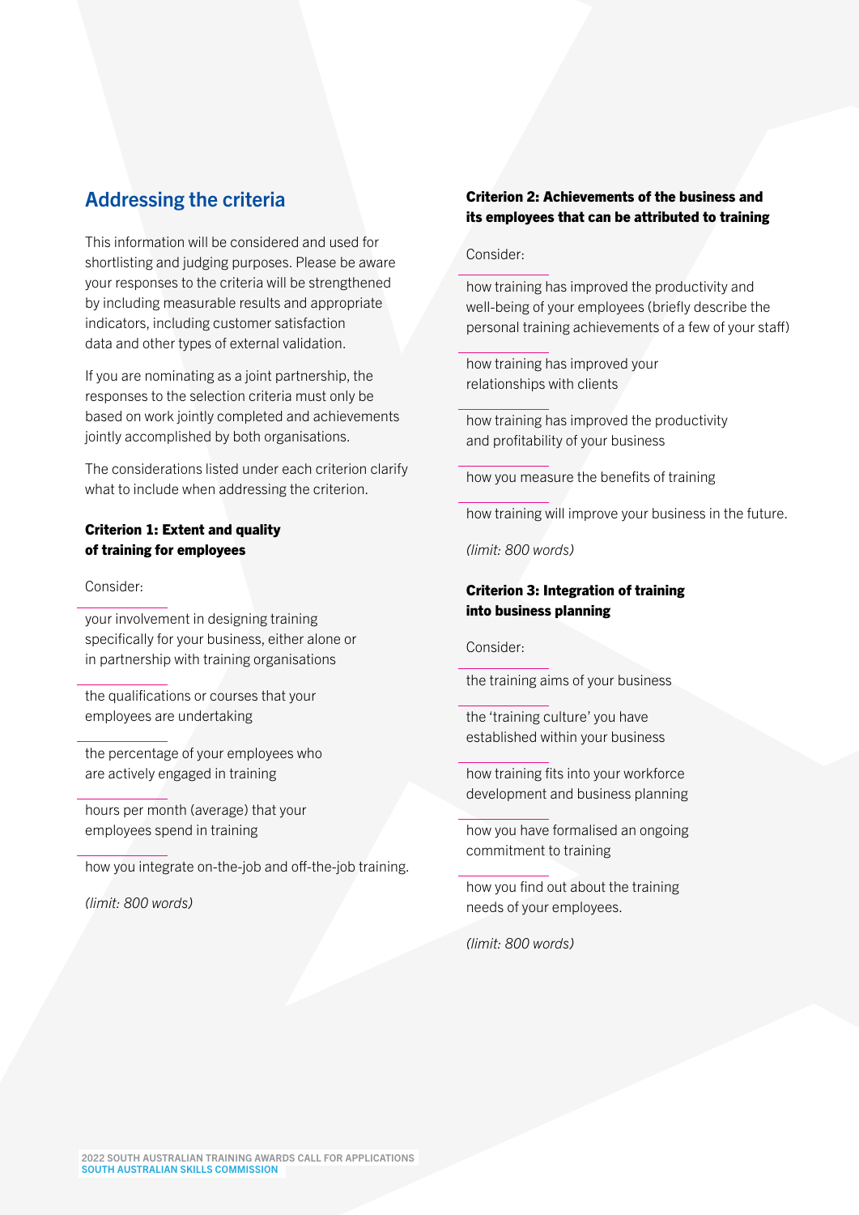## Addressing the criteria

This information will be considered and used for shortlisting and judging purposes. Please be aware your responses to the criteria will be strengthened by including measurable results and appropriate indicators, including customer satisfaction data and other types of external validation.

If you are nominating as a joint partnership, the responses to the selection criteria must only be based on work jointly completed and achievements jointly accomplished by both organisations.

The considerations listed under each criterion clarify what to include when addressing the criterion.

**Criterion 1: Extent and quality of training for employees**

Consider:

- your involvement in designing training specifically for your business, either alone or in partnership with training organisations
- the qualifications or courses that your employees are undertaking
- the percentage of your employees who are actively engaged in training
- hours per month (average) that your employees spend in training
- how you integrate on-the-job and off-the-job training.

*(limit: 800 words)*

**Criterion 2: Achievements of the business and its employees that can be attributed to training**

Consider:

- how training has improved the productivity and well-being of your employees (briefly describe the personal training achievements of a few of your staff)
- how training has improved your relationships with clients
- how training has improved the productivity and profitability of your business
- how you measure the benefits of training
- how training will improve your business in the future.

*(limit: 800 words)*

**Criterion 3: Integration of training into business planning**

Consider:

- the training aims of your business
- the 'training culture' you have established within your business
- how training fits into your workforce development and business planning
- how you have formalised an ongoing commitment to training
- how you find out about the training needs of your employees.

*(limit: 800 words)*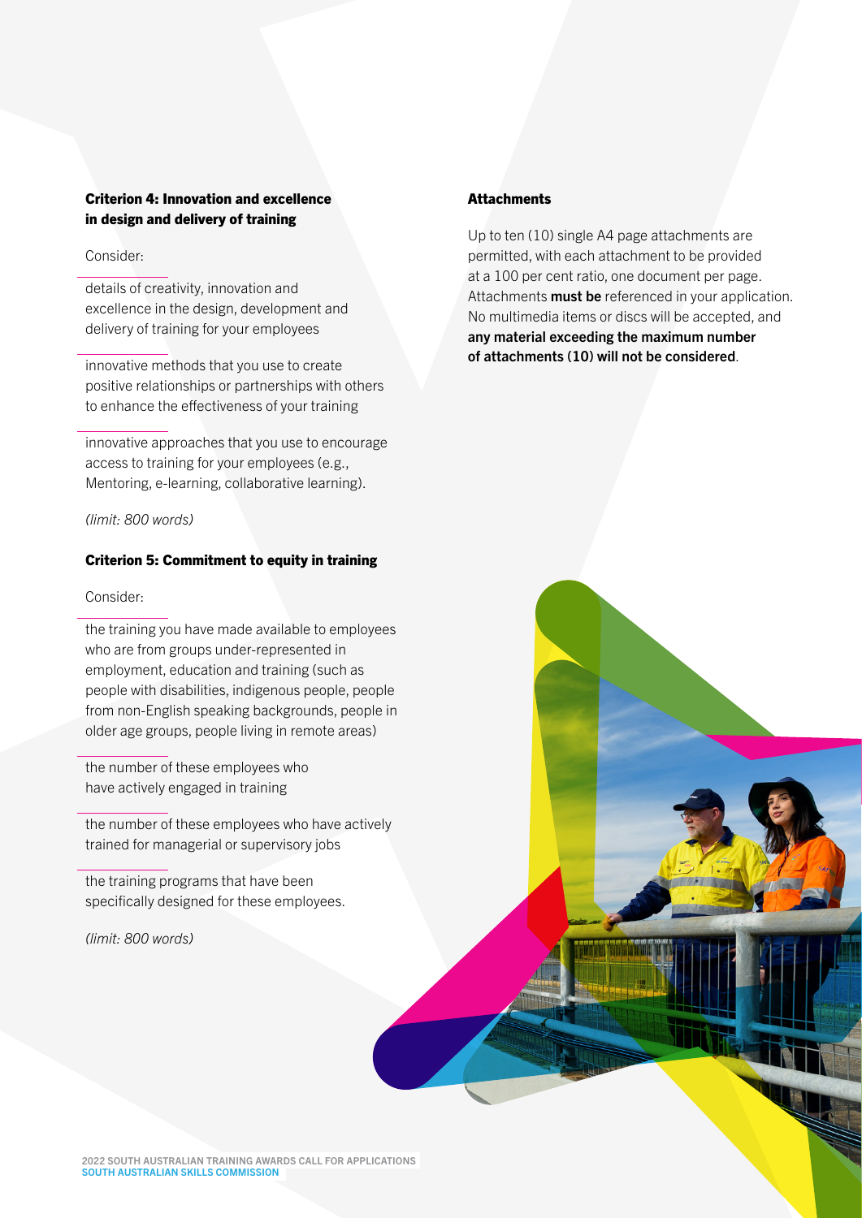### Criterion 4: Innovation and excellence in design and delivery of training

Consider:

- details of creativity, innovation and excellence in the design, development and delivery of training for your employees
- innovative methods that you use to create positive relationships or partnerships with others to enhance the effectiveness of your training
- innovative approaches that you use to encourage access to training for your employees (e.g., Mentoring, e-learning, collaborative learning).

*(limit: 800 words)*

### Criterion 5: Commitment to equity in training

Consider:

- the training you have made available to employees who are from groups under-represented in employment, education and training (such as people with disabilities, indigenous people, people from non-English speaking backgrounds, people in older age groups, people living in remote areas)
- the number of these employees who have actively engaged in training
- the number of these employees who have actively trained for managerial or supervisory jobs
- the training programs that have been specifically designed for these employees.

*(limit: 800 words)*

### Attachments

Up to ten (10) single A4 page attachments are permitted, with each attachment to be provided at a 100 per cent ratio, one document per page. Attachments **must be** referenced in your application. No multimedia items or discs will be accepted, and **any material exceeding the maximum number of attachments (10) will not be considered**.